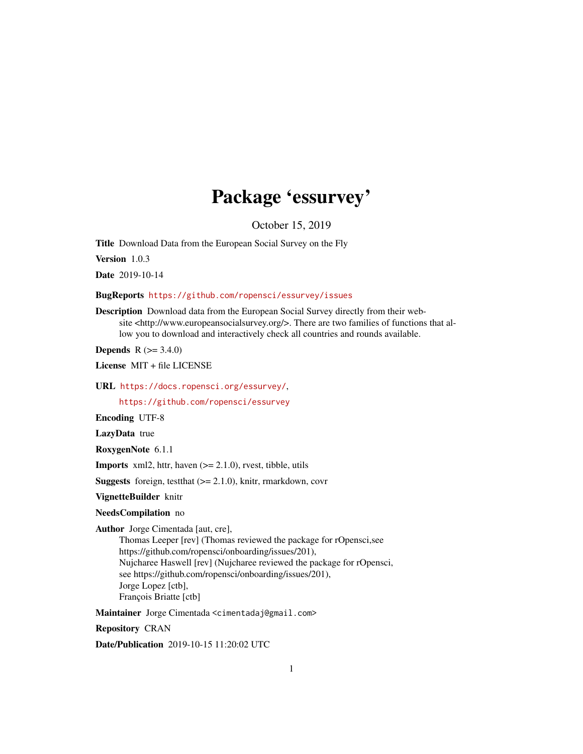# Package 'essurvey'

October 15, 2019

**Title** Download Data from the European Social Survey on the Fly

**Version** 1.0.3

**Date** 2019-10-14

**BugReports** https://github.com/ropensci/essurvey/issues

**Description** Download data from the European Social Survey directly from their website <http://www.europeansocialsurvey.org/>. There are two families of functions that allow you to download and interactively check all countries and rounds available.

**Depends** R (>= 3.4.0)

**License** MIT + file LICENSE

**URL** https://docs.ropensci.org/essurvey/,
https://github.com/ropensci/essurvey

**Encoding** UTF-8

**LazyData** true

**RoxygenNote** 6.1.1

**Imports** xml2, httr, haven (>= 2.1.0), rvest, tibble, utils

**Suggests** foreign, testthat (>= 2.1.0), knitr, rmarkdown, covr

**VignetteBuilder** knitr

**NeedsCompilation** no

**Author** Jorge Cimentada [aut, cre],
Thomas Leeper [rev] (Thomas reviewed the package for rOpensci,see
https://github.com/ropensci/onboarding/issues/201),
Nujcharee Haswell [rev] (Nujcharee reviewed the package for rOpensci,
see https://github.com/ropensci/onboarding/issues/201),
Jorge Lopez [ctb],
François Briatte [ctb]

**Maintainer** Jorge Cimentada <cimentadaj@gmail.com>

**Repository** CRAN

**Date/Publication** 2019-10-15 11:20:02 UTC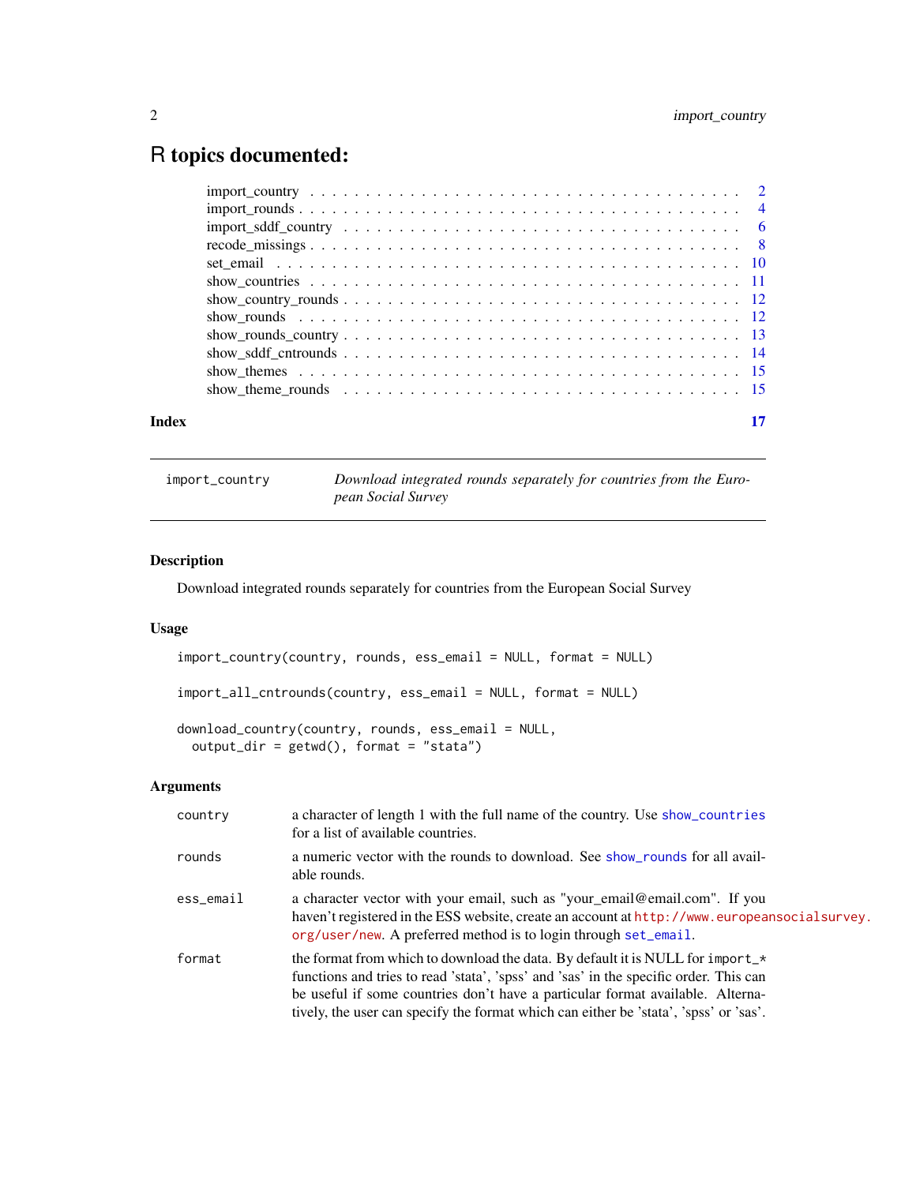# R topics documented:

- import_country . . . 2
- import_rounds . . . 4
- import_sddf_country . . . 6
- recode_missings . . . 8
- set_email . . . 10
- show_countries . . . 11
- show_country_rounds . . . 12
- show_rounds . . . 12
- show_rounds_country . . . 13
- show_sddf_cntrounds . . . 14
- show_themes . . . 15
- show_theme_rounds . . . 15

**Index** 17

---

`import_country` *Download integrated rounds separately for countries from the European Social Survey*

---

### Description

Download integrated rounds separately for countries from the European Social Survey

### Usage

```
import_country(country, rounds, ess_email = NULL, format = NULL)

import_all_cntrounds(country, ess_email = NULL, format = NULL)

download_country(country, rounds, ess_email = NULL,
  output_dir = getwd(), format = "stata")
```

### Arguments

| | |
|---|---|
| `country` | a character of length 1 with the full name of the country. Use `show_countries` for a list of available countries. |
| `rounds` | a numeric vector with the rounds to download. See `show_rounds` for all available rounds. |
| `ess_email` | a character vector with your email, such as "your_email@email.com". If you haven't registered in the ESS website, create an account at `http://www.europeansocialsurvey.org/user/new`. A preferred method is to login through `set_email`. |
| `format` | the format from which to download the data. By default it is NULL for `import_*` functions and tries to read 'stata', 'spss' and 'sas' in the specific order. This can be useful if some countries don't have a particular format available. Alternatively, the user can specify the format which can either be 'stata', 'spss' or 'sas'. |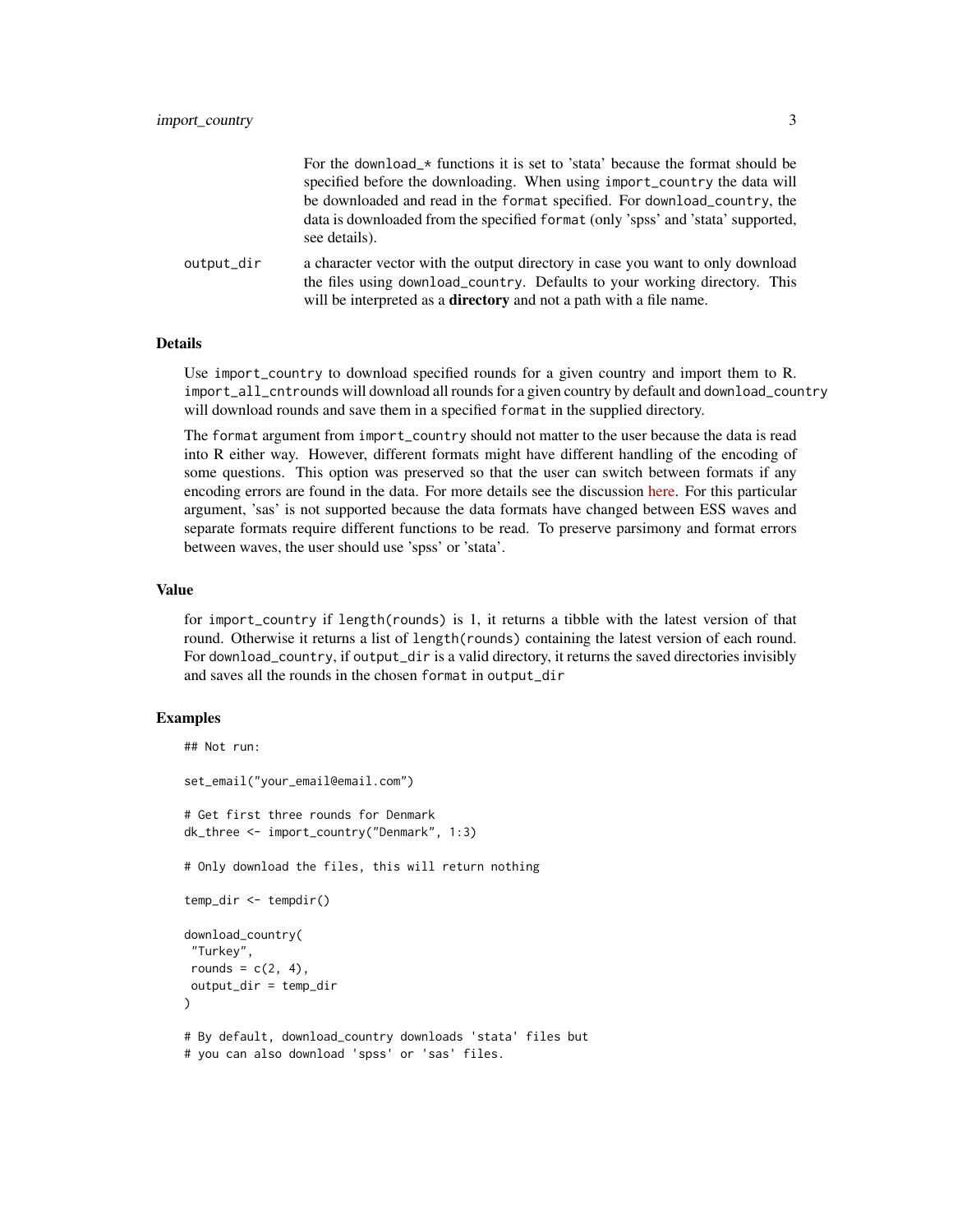For the `download_*` functions it is set to 'stata' because the format should be specified before the downloading. When using `import_country` the data will be downloaded and read in the `format` specified. For `download_country`, the data is downloaded from the specified `format` (only 'spss' and 'stata' supported, see details).

`output_dir` a character vector with the output directory in case you want to only download the files using `download_country`. Defaults to your working directory. This will be interpreted as a **directory** and not a path with a file name.

## Details

Use `import_country` to download specified rounds for a given country and import them to R. `import_all_cntrounds` will download all rounds for a given country by default and `download_country` will download rounds and save them in a specified `format` in the supplied directory.

The `format` argument from `import_country` should not matter to the user because the data is read into R either way. However, different formats might have different handling of the encoding of some questions. This option was preserved so that the user can switch between formats if any encoding errors are found in the data. For more details see the discussion here. For this particular argument, 'sas' is not supported because the data formats have changed between ESS waves and separate formats require different functions to be read. To preserve parsimony and format errors between waves, the user should use 'spss' or 'stata'.

## Value

for `import_country` if `length(rounds)` is 1, it returns a tibble with the latest version of that round. Otherwise it returns a list of `length(rounds)` containing the latest version of each round. For `download_country`, if `output_dir` is a valid directory, it returns the saved directories invisibly and saves all the rounds in the chosen `format` in `output_dir`

## Examples

```
## Not run:

set_email("your_email@email.com")

# Get first three rounds for Denmark
dk_three <- import_country("Denmark", 1:3)

# Only download the files, this will return nothing

temp_dir <- tempdir()

download_country(
 "Turkey",
 rounds = c(2, 4),
 output_dir = temp_dir
)

# By default, download_country downloads 'stata' files but
# you can also download 'spss' or 'sas' files.
```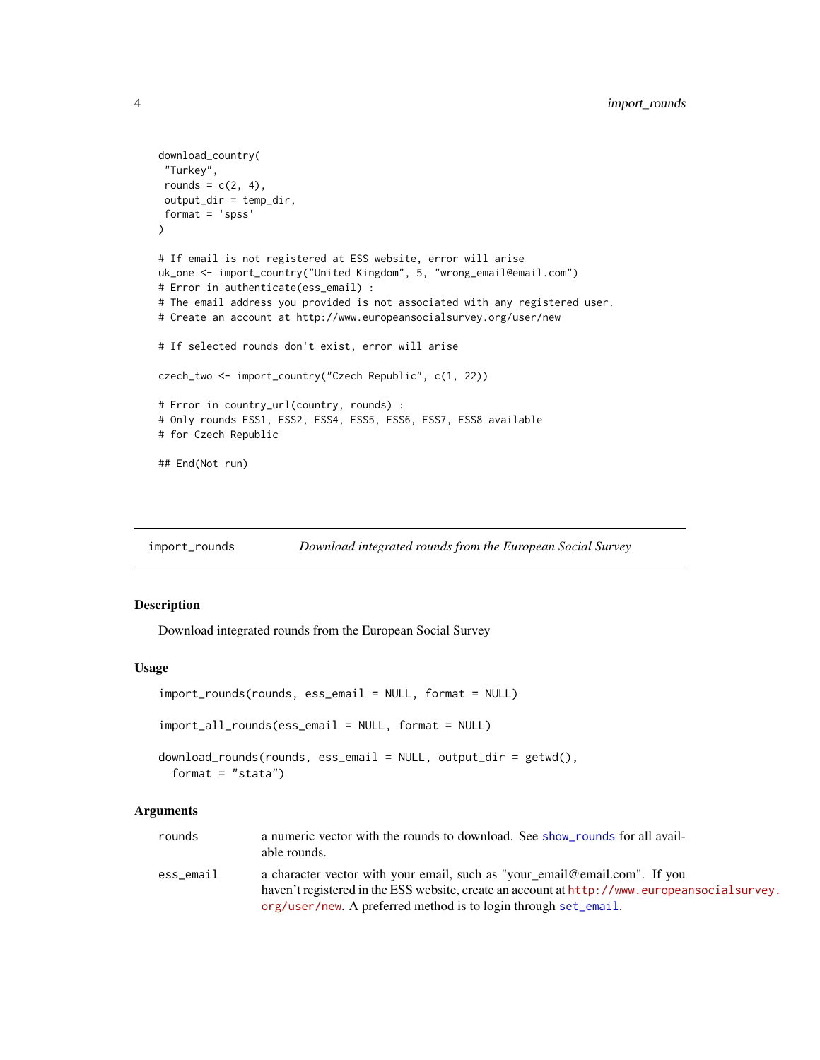```
download_country(
 "Turkey",
 rounds = c(2, 4),
 output_dir = temp_dir,
 format = 'spss'
)

# If email is not registered at ESS website, error will arise
uk_one <- import_country("United Kingdom", 5, "wrong_email@email.com")
# Error in authenticate(ess_email) :
# The email address you provided is not associated with any registered user.
# Create an account at http://www.europeansocialsurvey.org/user/new

# If selected rounds don't exist, error will arise

czech_two <- import_country("Czech Republic", c(1, 22))

# Error in country_url(country, rounds) :
# Only rounds ESS1, ESS2, ESS4, ESS5, ESS6, ESS7, ESS8 available
# for Czech Republic

## End(Not run)
```

---

## import_rounds — *Download integrated rounds from the European Social Survey*

### Description

Download integrated rounds from the European Social Survey

### Usage

```
import_rounds(rounds, ess_email = NULL, format = NULL)

import_all_rounds(ess_email = NULL, format = NULL)

download_rounds(rounds, ess_email = NULL, output_dir = getwd(),
  format = "stata")
```

### Arguments

| | |
|---|---|
| rounds | a numeric vector with the rounds to download. See show_rounds for all available rounds. |
| ess_email | a character vector with your email, such as "your_email@email.com". If you haven't registered in the ESS website, create an account at http://www.europeansocialsurvey.org/user/new. A preferred method is to login through set_email. |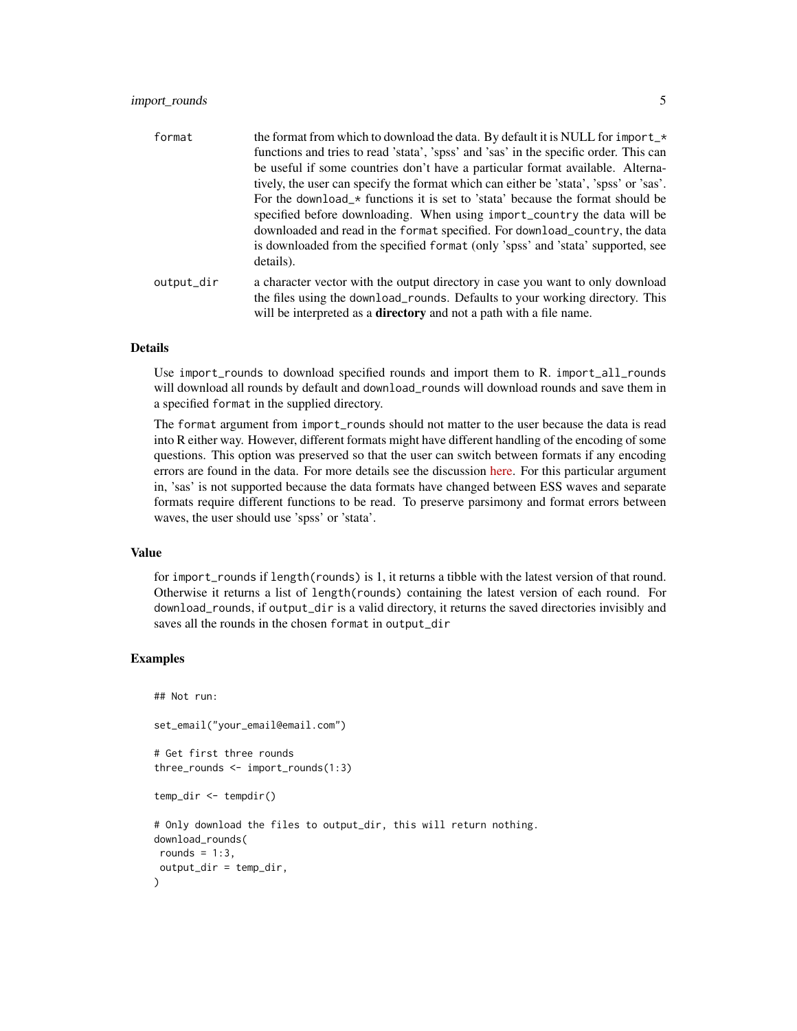| | |
|---|---|
| format | the format from which to download the data. By default it is NULL for import_* functions and tries to read 'stata', 'spss' and 'sas' in the specific order. This can be useful if some countries don't have a particular format available. Alternatively, the user can specify the format which can either be 'stata', 'spss' or 'sas'. For the download_* functions it is set to 'stata' because the format should be specified before downloading. When using import_country the data will be downloaded and read in the format specified. For download_country, the data is downloaded from the specified format (only 'spss' and 'stata' supported, see details). |
| output_dir | a character vector with the output directory in case you want to only download the files using the download_rounds. Defaults to your working directory. This will be interpreted as a **directory** and not a path with a file name. |

## Details

Use import_rounds to download specified rounds and import them to R. import_all_rounds will download all rounds by default and download_rounds will download rounds and save them in a specified format in the supplied directory.

The format argument from import_rounds should not matter to the user because the data is read into R either way. However, different formats might have different handling of the encoding of some questions. This option was preserved so that the user can switch between formats if any encoding errors are found in the data. For more details see the discussion here. For this particular argument in, 'sas' is not supported because the data formats have changed between ESS waves and separate formats require different functions to be read. To preserve parsimony and format errors between waves, the user should use 'spss' or 'stata'.

## Value

for import_rounds if length(rounds) is 1, it returns a tibble with the latest version of that round. Otherwise it returns a list of length(rounds) containing the latest version of each round. For download_rounds, if output_dir is a valid directory, it returns the saved directories invisibly and saves all the rounds in the chosen format in output_dir

## Examples

```
## Not run:

set_email("your_email@email.com")

# Get first three rounds
three_rounds <- import_rounds(1:3)

temp_dir <- tempdir()

# Only download the files to output_dir, this will return nothing.
download_rounds(
 rounds = 1:3,
 output_dir = temp_dir,
)
```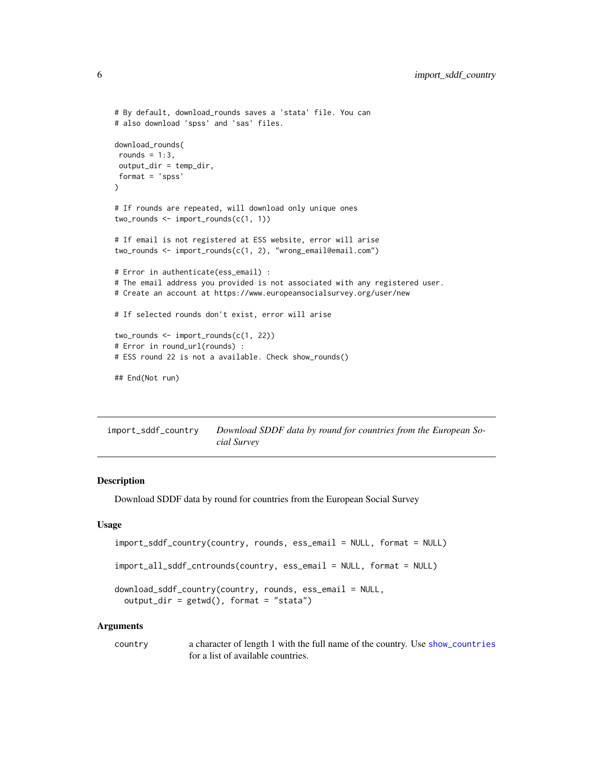```
# By default, download_rounds saves a 'stata' file. You can
# also download 'spss' and 'sas' files.

download_rounds(
 rounds = 1:3,
 output_dir = temp_dir,
 format = 'spss'
)

# If rounds are repeated, will download only unique ones
two_rounds <- import_rounds(c(1, 1))

# If email is not registered at ESS website, error will arise
two_rounds <- import_rounds(c(1, 2), "wrong_email@email.com")

# Error in authenticate(ess_email) :
# The email address you provided is not associated with any registered user.
# Create an account at https://www.europeansocialsurvey.org/user/new

# If selected rounds don't exist, error will arise

two_rounds <- import_rounds(c(1, 22))
# Error in round_url(rounds) :
# ESS round 22 is not a available. Check show_rounds()

## End(Not run)
```

---

`import_sddf_country` — *Download SDDF data by round for countries from the European Social Survey*

---

## Description

Download SDDF data by round for countries from the European Social Survey

## Usage

```
import_sddf_country(country, rounds, ess_email = NULL, format = NULL)

import_all_sddf_cntrounds(country, ess_email = NULL, format = NULL)

download_sddf_country(country, rounds, ess_email = NULL,
  output_dir = getwd(), format = "stata")
```

## Arguments

`country` a character of length 1 with the full name of the country. Use `show_countries` for a list of available countries.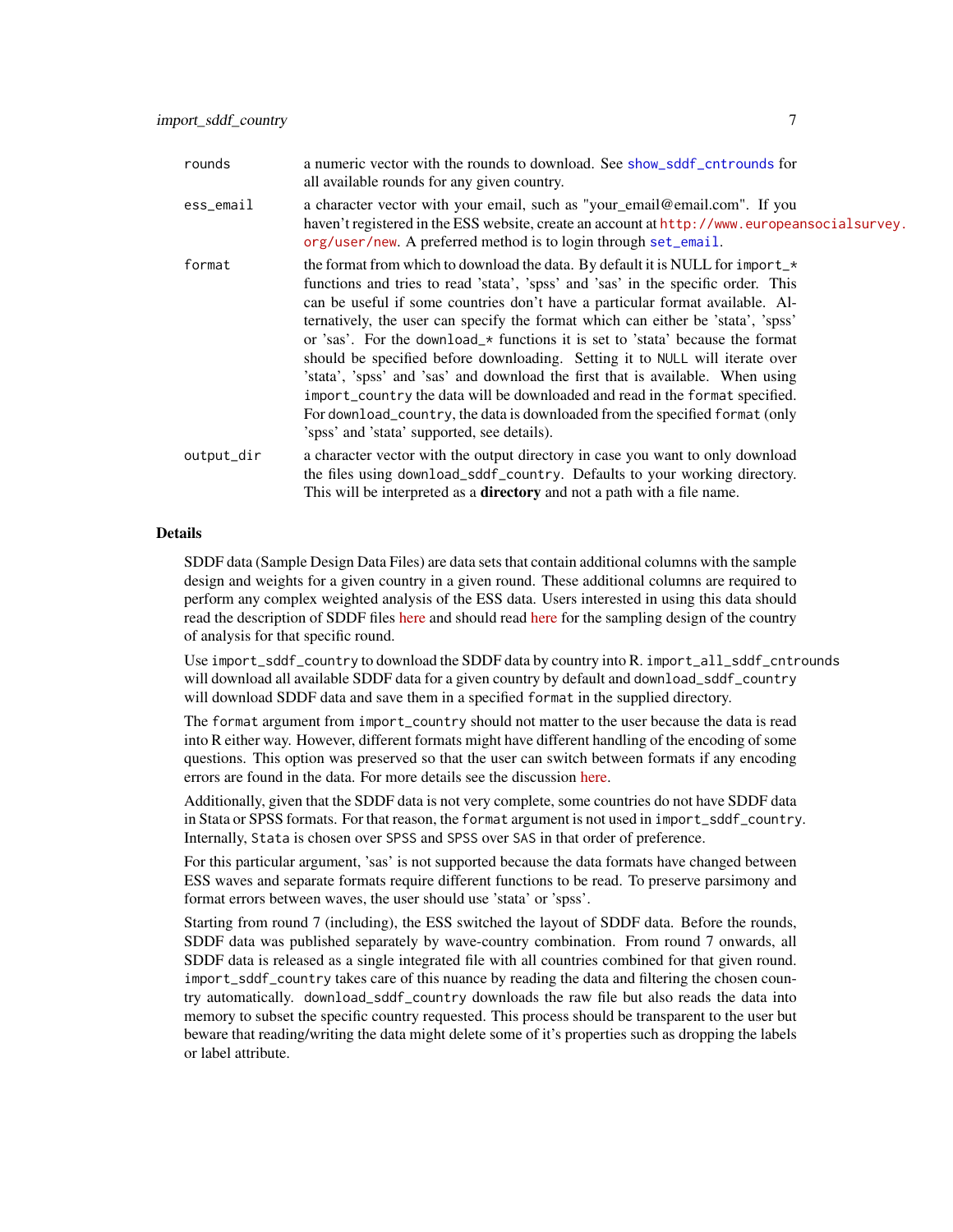| | |
|---|---|
| rounds | a numeric vector with the rounds to download. See show_sddf_cntrounds for all available rounds for any given country. |
| ess_email | a character vector with your email, such as "your_email@email.com". If you haven't registered in the ESS website, create an account at http://www.europeansocialsurvey.org/user/new. A preferred method is to login through set_email. |
| format | the format from which to download the data. By default it is NULL for import_* functions and tries to read 'stata', 'spss' and 'sas' in the specific order. This can be useful if some countries don't have a particular format available. Alternatively, the user can specify the format which can either be 'stata', 'spss' or 'sas'. For the download_* functions it is set to 'stata' because the format should be specified before downloading. Setting it to NULL will iterate over 'stata', 'spss' and 'sas' and download the first that is available. When using import_country the data will be downloaded and read in the format specified. For download_country, the data is downloaded from the specified format (only 'spss' and 'stata' supported, see details). |
| output_dir | a character vector with the output directory in case you want to only download the files using download_sddf_country. Defaults to your working directory. This will be interpreted as a **directory** and not a path with a file name. |

## Details

SDDF data (Sample Design Data Files) are data sets that contain additional columns with the sample design and weights for a given country in a given round. These additional columns are required to perform any complex weighted analysis of the ESS data. Users interested in using this data should read the description of SDDF files here and should read here for the sampling design of the country of analysis for that specific round.

Use import_sddf_country to download the SDDF data by country into R. import_all_sddf_cntrounds will download all available SDDF data for a given country by default and download_sddf_country will download SDDF data and save them in a specified format in the supplied directory.

The format argument from import_country should not matter to the user because the data is read into R either way. However, different formats might have different handling of the encoding of some questions. This option was preserved so that the user can switch between formats if any encoding errors are found in the data. For more details see the discussion here.

Additionally, given that the SDDF data is not very complete, some countries do not have SDDF data in Stata or SPSS formats. For that reason, the format argument is not used in import_sddf_country. Internally, Stata is chosen over SPSS and SPSS over SAS in that order of preference.

For this particular argument, 'sas' is not supported because the data formats have changed between ESS waves and separate formats require different functions to be read. To preserve parsimony and format errors between waves, the user should use 'stata' or 'spss'.

Starting from round 7 (including), the ESS switched the layout of SDDF data. Before the rounds, SDDF data was published separately by wave-country combination. From round 7 onwards, all SDDF data is released as a single integrated file with all countries combined for that given round. import_sddf_country takes care of this nuance by reading the data and filtering the chosen country automatically. download_sddf_country downloads the raw file but also reads the data into memory to subset the specific country requested. This process should be transparent to the user but beware that reading/writing the data might delete some of it's properties such as dropping the labels or label attribute.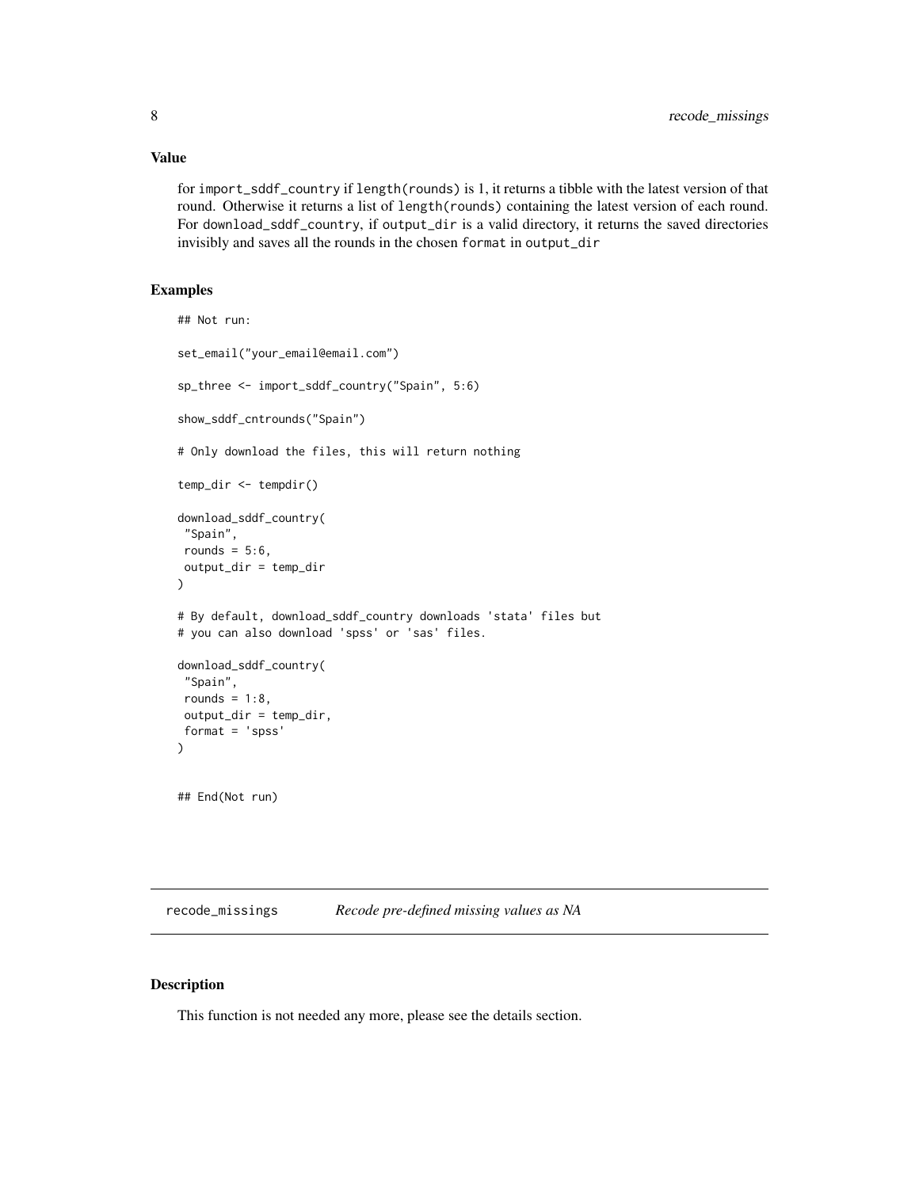### Value

for `import_sddf_country` if `length(rounds)` is 1, it returns a tibble with the latest version of that round. Otherwise it returns a list of `length(rounds)` containing the latest version of each round. For `download_sddf_country`, if `output_dir` is a valid directory, it returns the saved directories invisibly and saves all the rounds in the chosen `format` in `output_dir`

### Examples

```
## Not run:

set_email("your_email@email.com")

sp_three <- import_sddf_country("Spain", 5:6)

show_sddf_cntrounds("Spain")

# Only download the files, this will return nothing

temp_dir <- tempdir()

download_sddf_country(
 "Spain",
 rounds = 5:6,
 output_dir = temp_dir
)

# By default, download_sddf_country downloads 'stata' files but
# you can also download 'spss' or 'sas' files.

download_sddf_country(
 "Spain",
 rounds = 1:8,
 output_dir = temp_dir,
 format = 'spss'
)


## End(Not run)
```

## recode_missings *Recode pre-defined missing values as NA*

### Description

This function is not needed any more, please see the details section.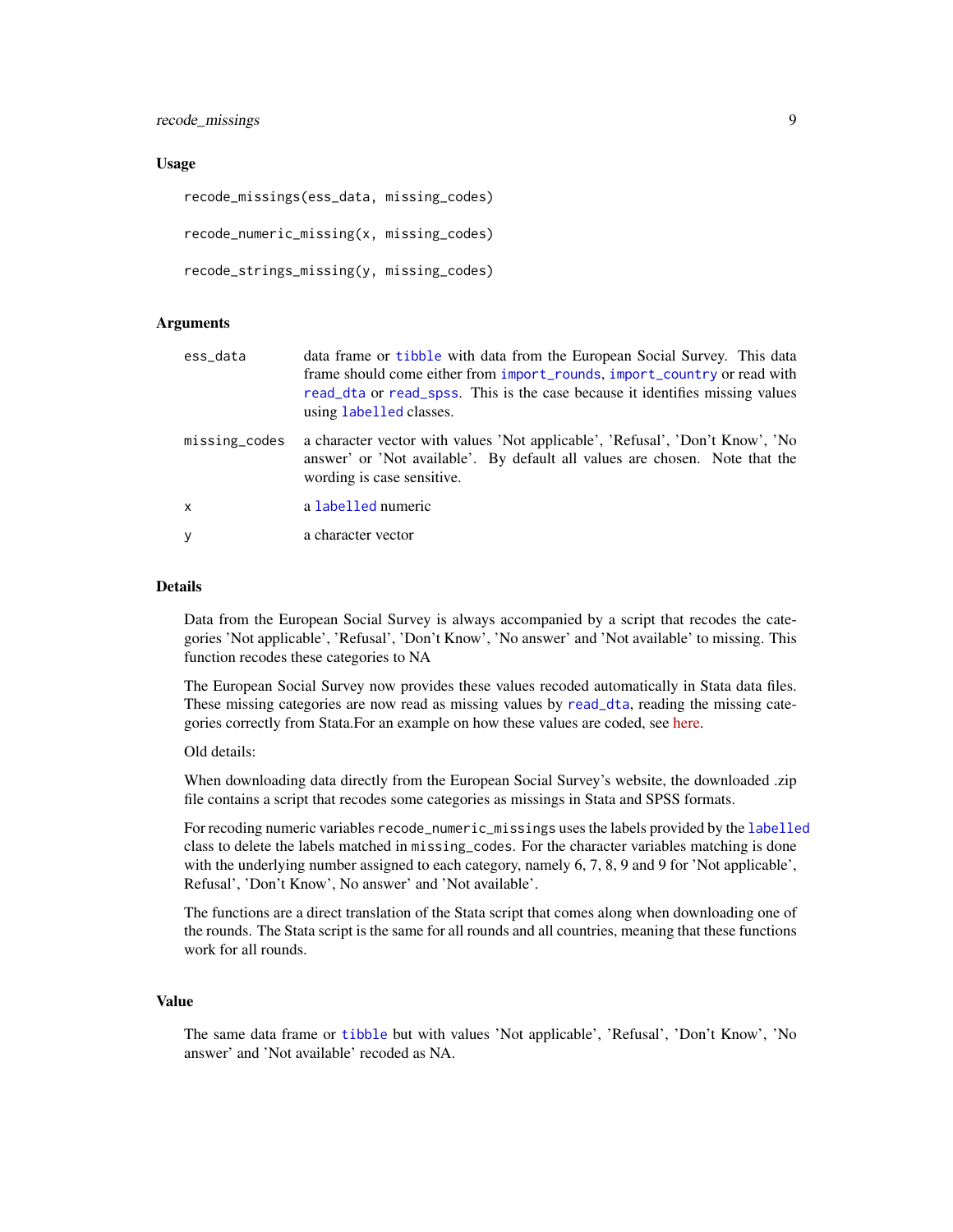### Usage

```
recode_missings(ess_data, missing_codes)

recode_numeric_missing(x, missing_codes)

recode_strings_missing(y, missing_codes)
```

### Arguments

| | |
|---|---|
| ess_data | data frame or tibble with data from the European Social Survey. This data frame should come either from import_rounds, import_country or read with read_dta or read_spss. This is the case because it identifies missing values using labelled classes. |
| missing_codes | a character vector with values 'Not applicable', 'Refusal', 'Don't Know', 'No answer' or 'Not available'. By default all values are chosen. Note that the wording is case sensitive. |
| x | a labelled numeric |
| y | a character vector |

### Details

Data from the European Social Survey is always accompanied by a script that recodes the categories 'Not applicable', 'Refusal', 'Don't Know', 'No answer' and 'Not available' to missing. This function recodes these categories to NA

The European Social Survey now provides these values recoded automatically in Stata data files. These missing categories are now read as missing values by read_dta, reading the missing categories correctly from Stata.For an example on how these values are coded, see here.

Old details:

When downloading data directly from the European Social Survey's website, the downloaded .zip file contains a script that recodes some categories as missings in Stata and SPSS formats.

For recoding numeric variables `recode_numeric_missings` uses the labels provided by the labelled class to delete the labels matched in `missing_codes`. For the character variables matching is done with the underlying number assigned to each category, namely 6, 7, 8, 9 and 9 for 'Not applicable', Refusal', 'Don't Know', No answer' and 'Not available'.

The functions are a direct translation of the Stata script that comes along when downloading one of the rounds. The Stata script is the same for all rounds and all countries, meaning that these functions work for all rounds.

### Value

The same data frame or tibble but with values 'Not applicable', 'Refusal', 'Don't Know', 'No answer' and 'Not available' recoded as NA.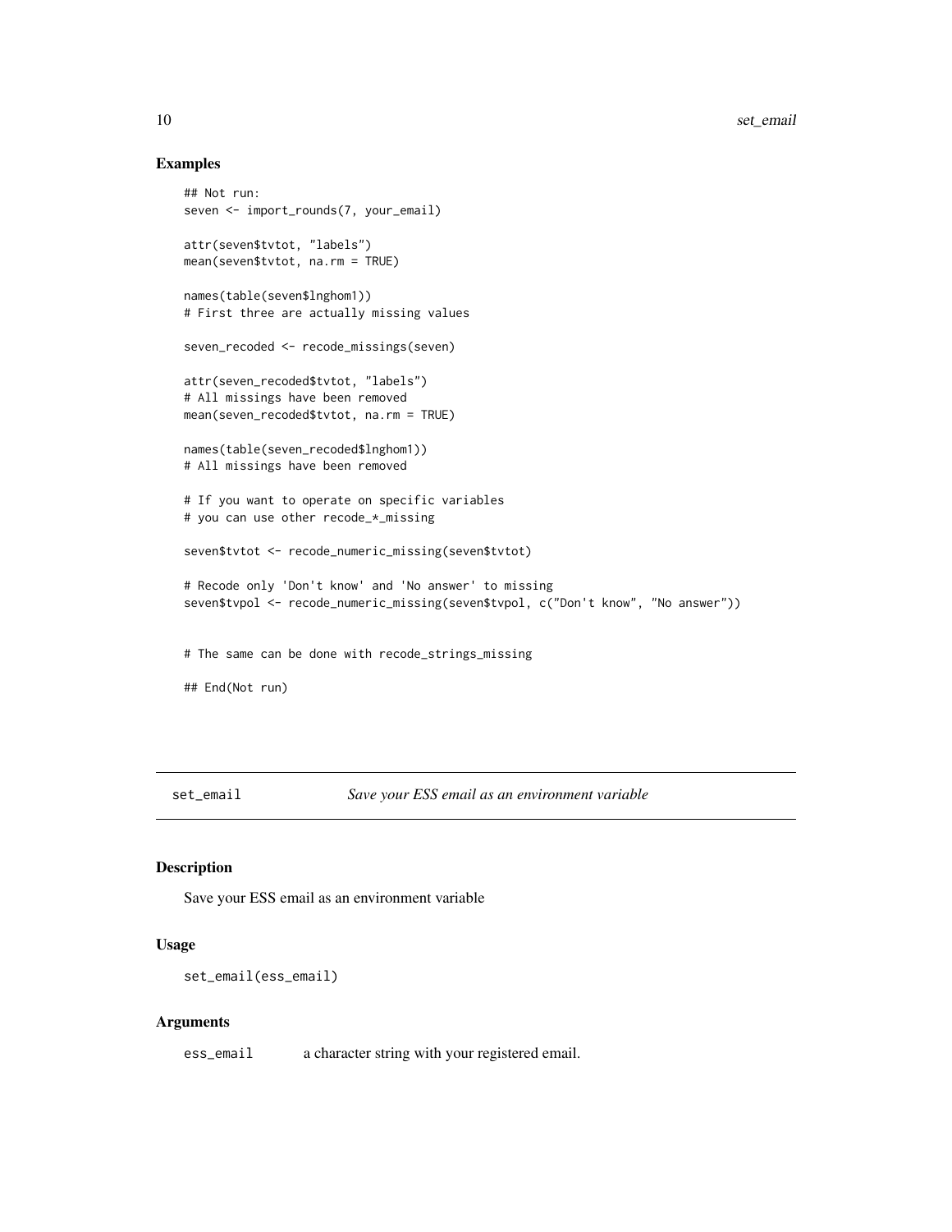### Examples

```
## Not run:
seven <- import_rounds(7, your_email)

attr(seven$tvtot, "labels")
mean(seven$tvtot, na.rm = TRUE)

names(table(seven$lnghom1))
# First three are actually missing values

seven_recoded <- recode_missings(seven)

attr(seven_recoded$tvtot, "labels")
# All missings have been removed
mean(seven_recoded$tvtot, na.rm = TRUE)

names(table(seven_recoded$lnghom1))
# All missings have been removed

# If you want to operate on specific variables
# you can use other recode_*_missing

seven$tvtot <- recode_numeric_missing(seven$tvtot)

# Recode only 'Don't know' and 'No answer' to missing
seven$tvpol <- recode_numeric_missing(seven$tvpol, c("Don't know", "No answer"))


# The same can be done with recode_strings_missing

## End(Not run)
```

## set_email — *Save your ESS email as an environment variable*

### Description

Save your ESS email as an environment variable

### Usage

```
set_email(ess_email)
```

### Arguments

`ess_email` a character string with your registered email.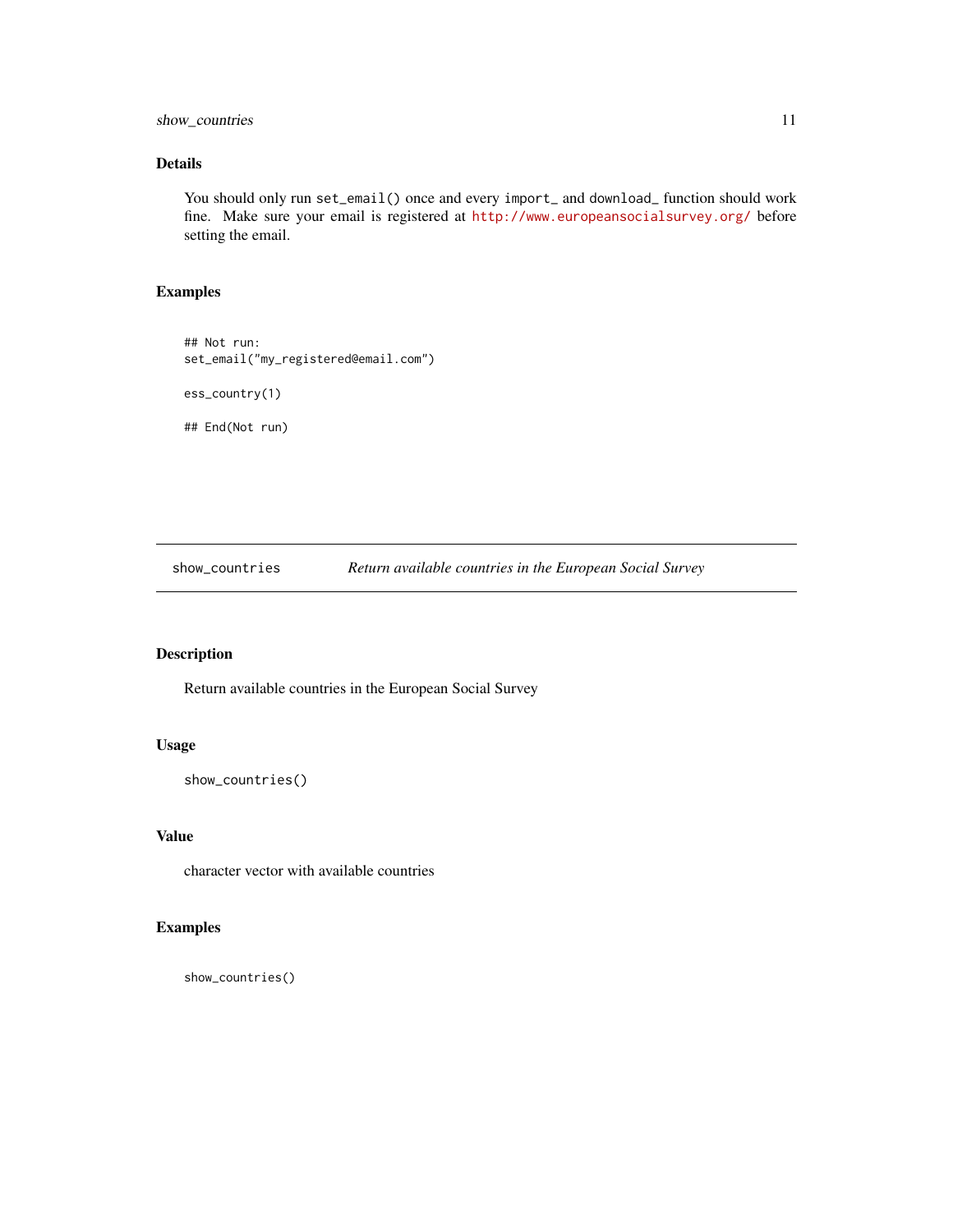## Details

You should only run `set_email()` once and every `import_` and `download_` function should work fine. Make sure your email is registered at http://www.europeansocialsurvey.org/ before setting the email.

## Examples

```
## Not run:
set_email("my_registered@email.com")

ess_country(1)

## End(Not run)
```

---

# show_countries — *Return available countries in the European Social Survey*

## Description

Return available countries in the European Social Survey

## Usage

```
show_countries()
```

## Value

character vector with available countries

## Examples

```
show_countries()
```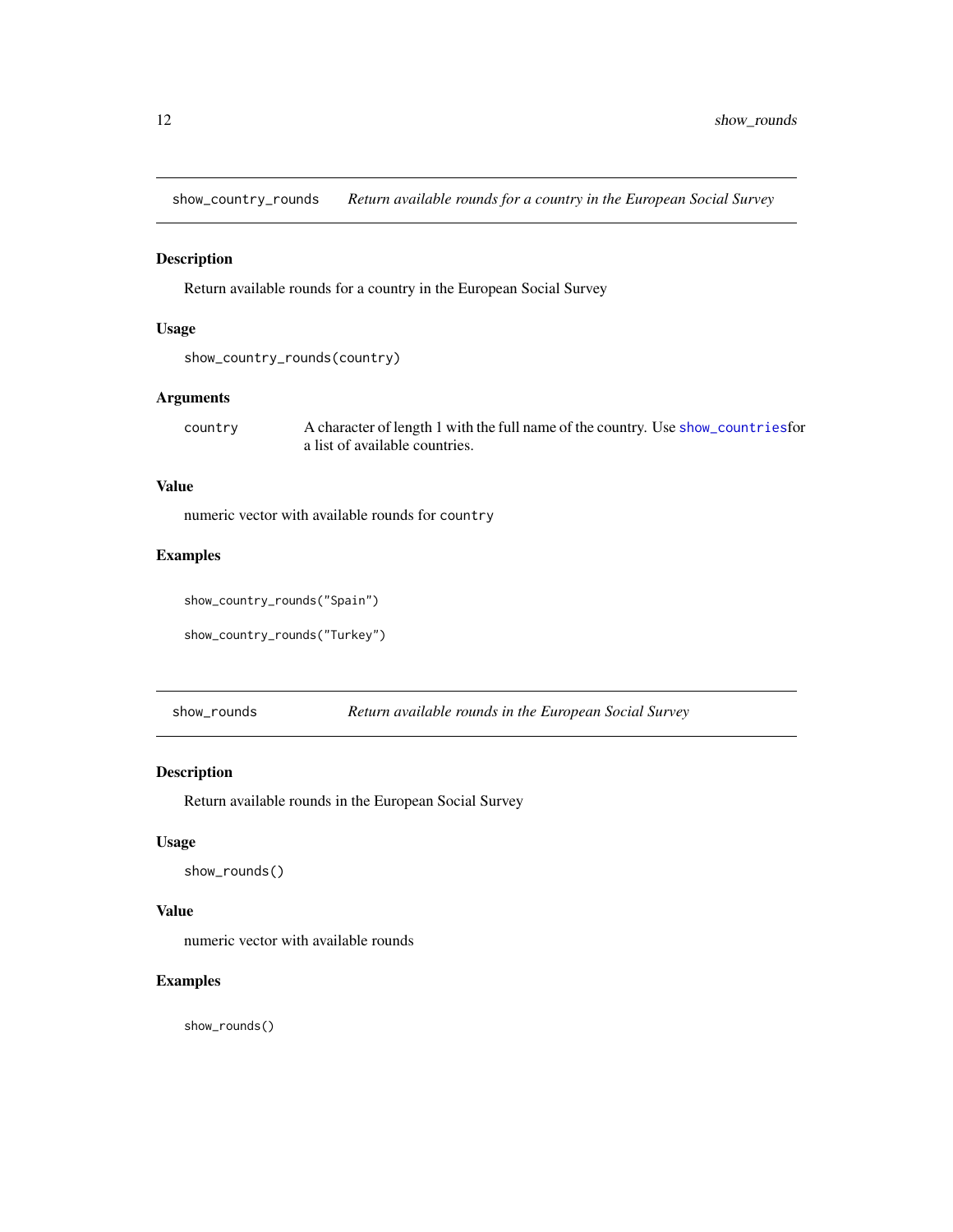## show_country_rounds — *Return available rounds for a country in the European Social Survey*

### Description

Return available rounds for a country in the European Social Survey

### Usage

```
show_country_rounds(country)
```

### Arguments

| | |
|---|---|
| `country` | A character of length 1 with the full name of the country. Use `show_countries`for a list of available countries. |

### Value

numeric vector with available rounds for `country`

### Examples

```
show_country_rounds("Spain")

show_country_rounds("Turkey")
```

## show_rounds — *Return available rounds in the European Social Survey*

### Description

Return available rounds in the European Social Survey

### Usage

```
show_rounds()
```

### Value

numeric vector with available rounds

### Examples

```
show_rounds()
```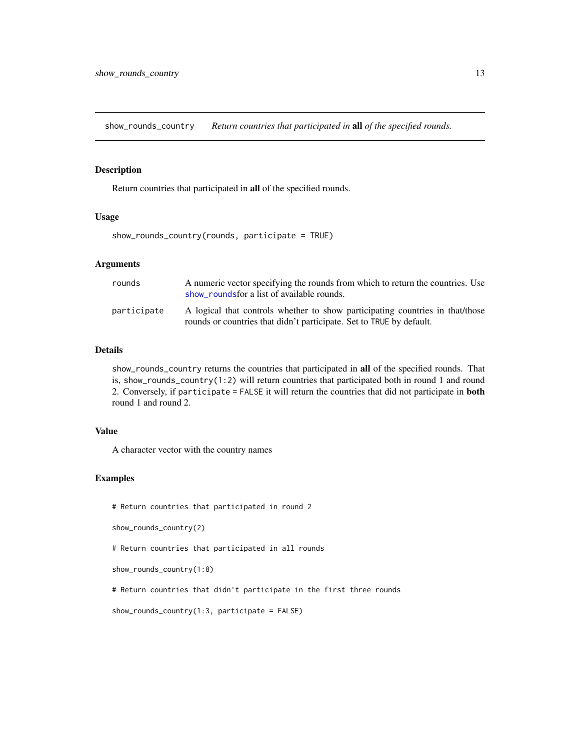## show_rounds_country — *Return countries that participated in* **all** *of the specified rounds.*

### Description

Return countries that participated in **all** of the specified rounds.

### Usage

```
show_rounds_country(rounds, participate = TRUE)
```

### Arguments

| | |
|---|---|
| `rounds` | A numeric vector specifying the rounds from which to return the countries. Use `show_rounds`for a list of available rounds. |
| `participate` | A logical that controls whether to show participating countries in that/those rounds or countries that didn't participate. Set to `TRUE` by default. |

### Details

`show_rounds_country` returns the countries that participated in **all** of the specified rounds. That is, `show_rounds_country(1:2)` will return countries that participated both in round 1 and round 2. Conversely, if `participate = FALSE` it will return the countries that did not participate in **both** round 1 and round 2.

### Value

A character vector with the country names

### Examples

```
# Return countries that participated in round 2

show_rounds_country(2)

# Return countries that participated in all rounds

show_rounds_country(1:8)

# Return countries that didn't participate in the first three rounds

show_rounds_country(1:3, participate = FALSE)
```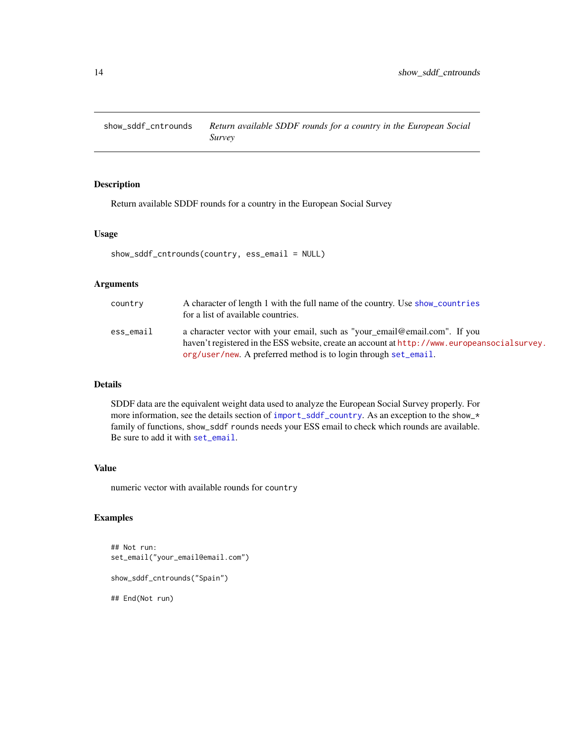# show_sddf_cntrounds

*Return available SDDF rounds for a country in the European Social Survey*

## Description

Return available SDDF rounds for a country in the European Social Survey

## Usage

```
show_sddf_cntrounds(country, ess_email = NULL)
```

## Arguments

| | |
|---|---|
| country | A character of length 1 with the full name of the country. Use show_countries for a list of available countries. |
| ess_email | a character vector with your email, such as "your_email@email.com". If you haven't registered in the ESS website, create an account at http://www.europeansocialsurvey.org/user/new. A preferred method is to login through set_email. |

## Details

SDDF data are the equivalent weight data used to analyze the European Social Survey properly. For more information, see the details section of import_sddf_country. As an exception to the show_* family of functions, show_sddf rounds needs your ESS email to check which rounds are available. Be sure to add it with set_email.

## Value

numeric vector with available rounds for country

## Examples

```
## Not run:
set_email("your_email@email.com")

show_sddf_cntrounds("Spain")

## End(Not run)
```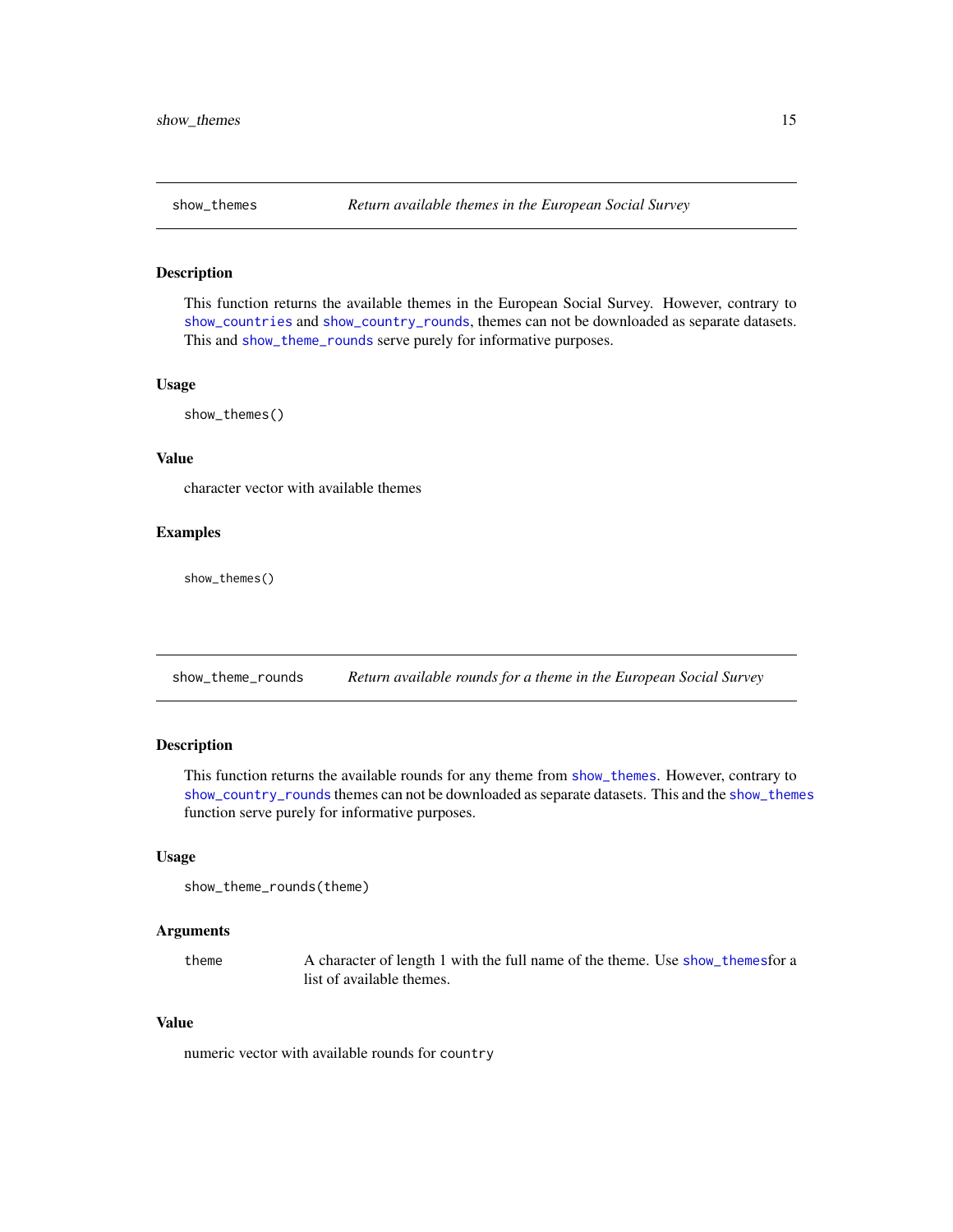## show_themes — *Return available themes in the European Social Survey*

### Description

This function returns the available themes in the European Social Survey. However, contrary to `show_countries` and `show_country_rounds`, themes can not be downloaded as separate datasets. This and `show_theme_rounds` serve purely for informative purposes.

### Usage

```
show_themes()
```

### Value

character vector with available themes

### Examples

```
show_themes()
```

## show_theme_rounds — *Return available rounds for a theme in the European Social Survey*

### Description

This function returns the available rounds for any theme from `show_themes`. However, contrary to `show_country_rounds` themes can not be downloaded as separate datasets. This and the `show_themes` function serve purely for informative purposes.

### Usage

```
show_theme_rounds(theme)
```

### Arguments

| | |
|---|---|
| `theme` | A character of length 1 with the full name of the theme. Use `show_themes`for a list of available themes. |

### Value

numeric vector with available rounds for `country`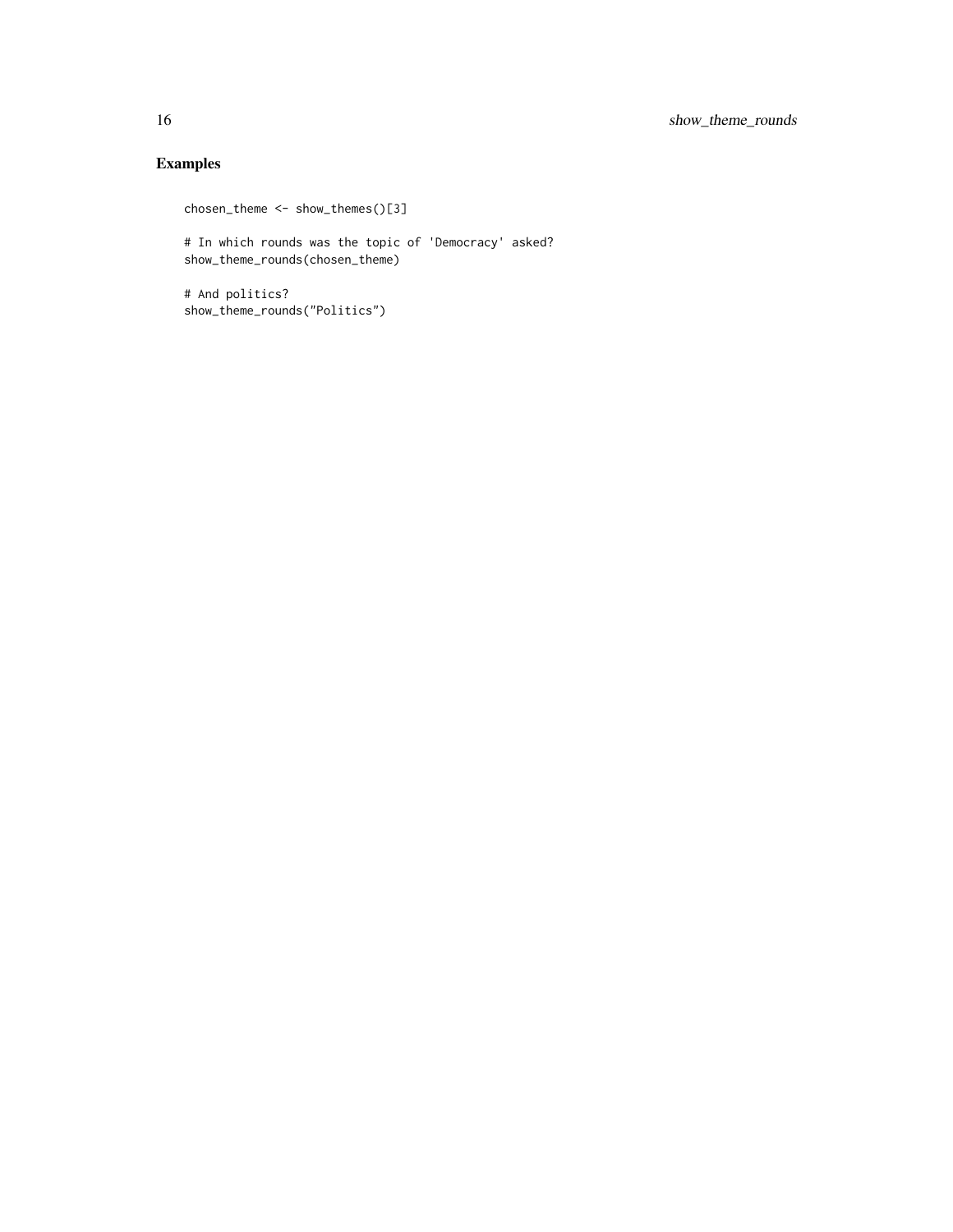## Examples

```
chosen_theme <- show_themes()[3]

# In which rounds was the topic of 'Democracy' asked?
show_theme_rounds(chosen_theme)

# And politics?
show_theme_rounds("Politics")
```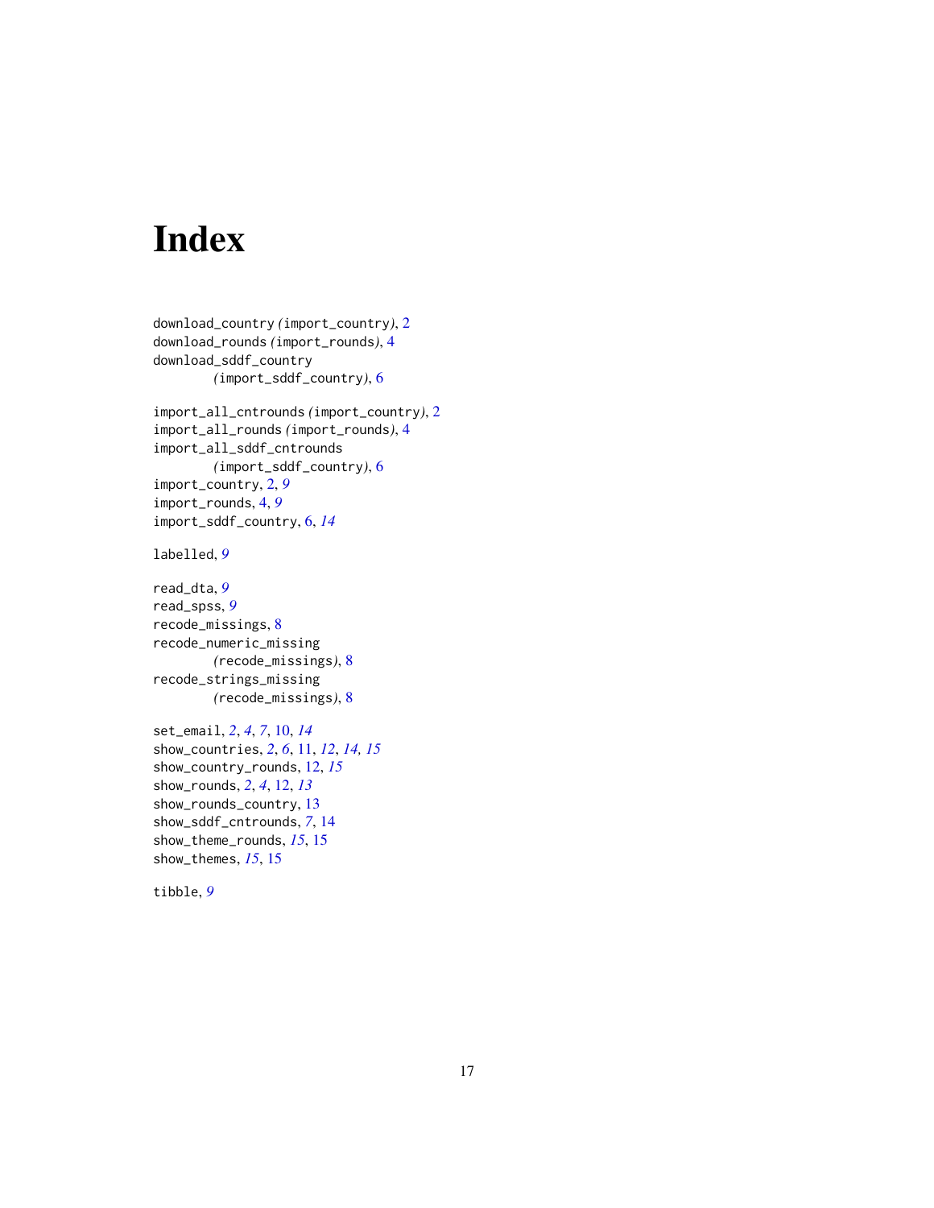# Index

download_country (import_country), 2
download_rounds (import_rounds), 4
download_sddf_country
        (import_sddf_country), 6

import_all_cntrounds (import_country), 2
import_all_rounds (import_rounds), 4
import_all_sddf_cntrounds
        (import_sddf_country), 6
import_country, 2, *9*
import_rounds, 4, *9*
import_sddf_country, 6, *14*

labelled, *9*

read_dta, *9*
read_spss, *9*
recode_missings, 8
recode_numeric_missing
        (recode_missings), 8
recode_strings_missing
        (recode_missings), 8

set_email, *2*, *4*, *7*, 10, *14*
show_countries, *2*, *6*, 11, *12*, *14*, *15*
show_country_rounds, 12, *15*
show_rounds, *2*, *4*, 12, *13*
show_rounds_country, 13
show_sddf_cntrounds, *7*, 14
show_theme_rounds, *15*, 15
show_themes, *15*, 15

tibble, *9*